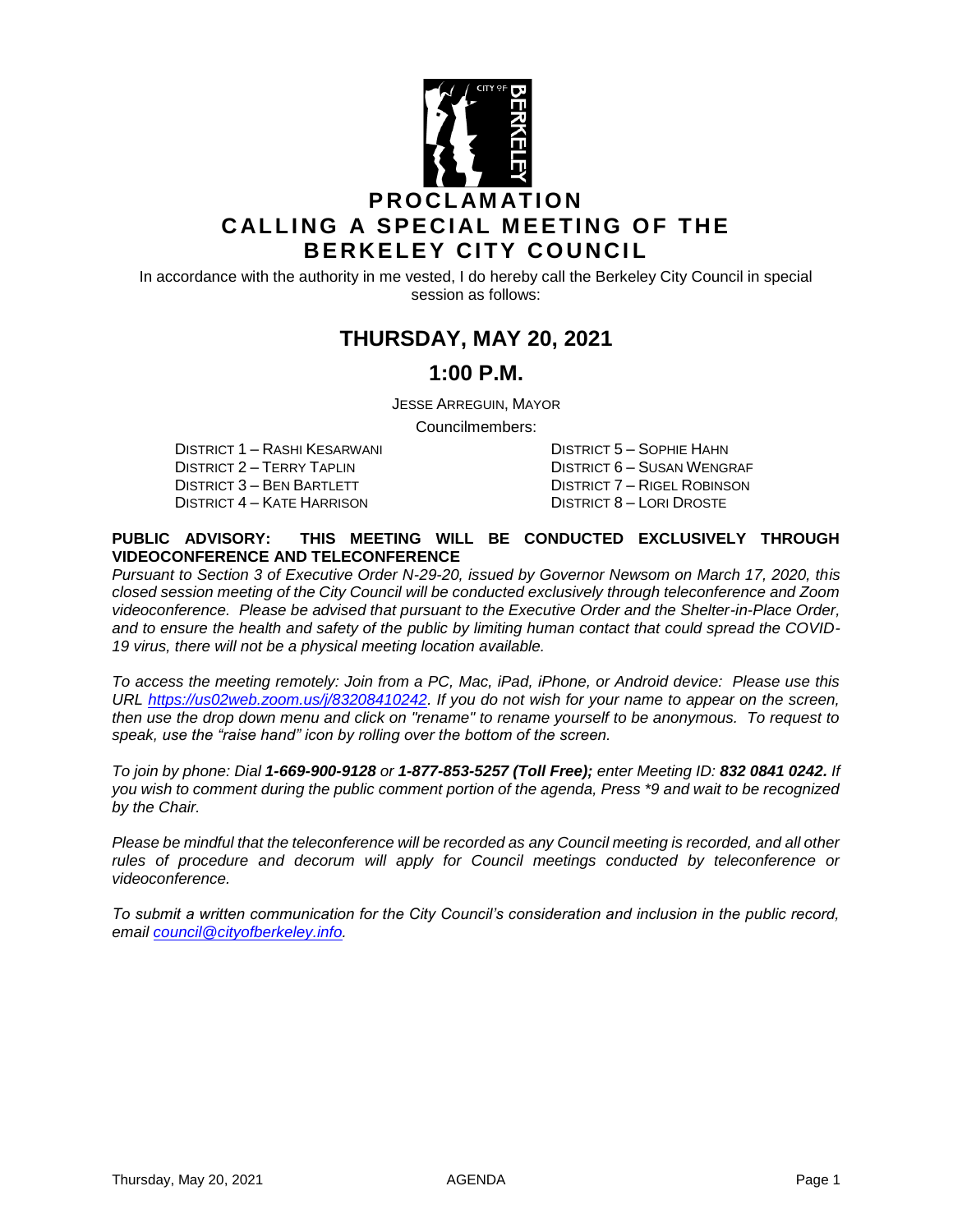# PROCLAMATION
# CALLING A SPECIAL MEETING OF THE BERKELEY CITY COUNCIL

In accordance with the authority in me vested, I do hereby call the Berkeley City Council in special session as follows:

## THURSDAY, MAY 20, 2021

## 1:00 P.M.

JESSE ARREGUIN, MAYOR

Councilmembers:

DISTRICT 1 – RASHI KESARWANI
DISTRICT 2 – TERRY TAPLIN
DISTRICT 3 – BEN BARTLETT
DISTRICT 4 – KATE HARRISON
DISTRICT 5 – SOPHIE HAHN
DISTRICT 6 – SUSAN WENGRAF
DISTRICT 7 – RIGEL ROBINSON
DISTRICT 8 – LORI DROSTE

**PUBLIC ADVISORY: THIS MEETING WILL BE CONDUCTED EXCLUSIVELY THROUGH VIDEOCONFERENCE AND TELECONFERENCE**

*Pursuant to Section 3 of Executive Order N-29-20, issued by Governor Newsom on March 17, 2020, this closed session meeting of the City Council will be conducted exclusively through teleconference and Zoom videoconference. Please be advised that pursuant to the Executive Order and the Shelter-in-Place Order, and to ensure the health and safety of the public by limiting human contact that could spread the COVID-19 virus, there will not be a physical meeting location available.*

*To access the meeting remotely: Join from a PC, Mac, iPad, iPhone, or Android device: Please use this URL https://us02web.zoom.us/j/83208410242. If you do not wish for your name to appear on the screen, then use the drop down menu and click on "rename" to rename yourself to be anonymous. To request to speak, use the "raise hand" icon by rolling over the bottom of the screen.*

*To join by phone: Dial **1-669-900-9128** or **1-877-853-5257 (Toll Free);** enter Meeting ID: **832 0841 0242.** If you wish to comment during the public comment portion of the agenda, Press *9 and wait to be recognized by the Chair.*

*Please be mindful that the teleconference will be recorded as any Council meeting is recorded, and all other rules of procedure and decorum will apply for Council meetings conducted by teleconference or videoconference.*

*To submit a written communication for the City Council's consideration and inclusion in the public record, email council@cityofberkeley.info.*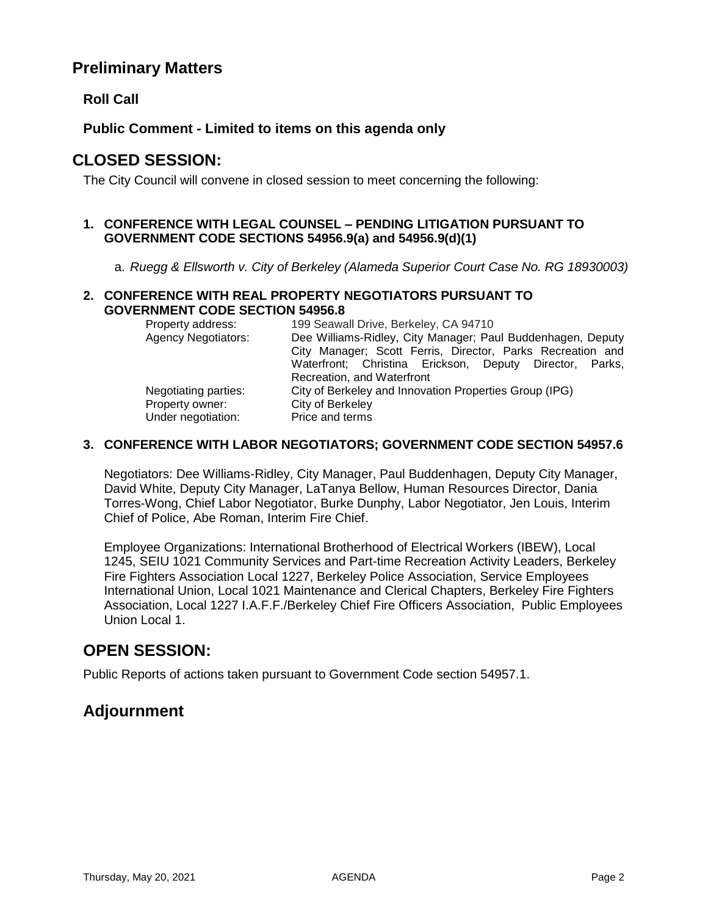## Preliminary Matters

### Roll Call

### Public Comment - Limited to items on this agenda only

## CLOSED SESSION:

The City Council will convene in closed session to meet concerning the following:

**1. CONFERENCE WITH LEGAL COUNSEL – PENDING LITIGATION PURSUANT TO GOVERNMENT CODE SECTIONS 54956.9(a) and 54956.9(d)(1)**

a. *Ruegg & Ellsworth v. City of Berkeley (Alameda Superior Court Case No. RG 18930003)*

**2. CONFERENCE WITH REAL PROPERTY NEGOTIATORS PURSUANT TO GOVERNMENT CODE SECTION 54956.8**

| | |
|---|---|
| Property address: | 199 Seawall Drive, Berkeley, CA 94710 |
| Agency Negotiators: | Dee Williams-Ridley, City Manager; Paul Buddenhagen, Deputy City Manager; Scott Ferris, Director, Parks Recreation and Waterfront; Christina Erickson, Deputy Director, Parks, Recreation, and Waterfront |
| Negotiating parties: | City of Berkeley and Innovation Properties Group (IPG) |
| Property owner: | City of Berkeley |
| Under negotiation: | Price and terms |

**3. CONFERENCE WITH LABOR NEGOTIATORS; GOVERNMENT CODE SECTION 54957.6**

Negotiators: Dee Williams-Ridley, City Manager, Paul Buddenhagen, Deputy City Manager, David White, Deputy City Manager, LaTanya Bellow, Human Resources Director, Dania Torres-Wong, Chief Labor Negotiator, Burke Dunphy, Labor Negotiator, Jen Louis, Interim Chief of Police, Abe Roman, Interim Fire Chief.

Employee Organizations: International Brotherhood of Electrical Workers (IBEW), Local 1245, SEIU 1021 Community Services and Part-time Recreation Activity Leaders, Berkeley Fire Fighters Association Local 1227, Berkeley Police Association, Service Employees International Union, Local 1021 Maintenance and Clerical Chapters, Berkeley Fire Fighters Association, Local 1227 I.A.F.F./Berkeley Chief Fire Officers Association, Public Employees Union Local 1.

## OPEN SESSION:

Public Reports of actions taken pursuant to Government Code section 54957.1.

## Adjournment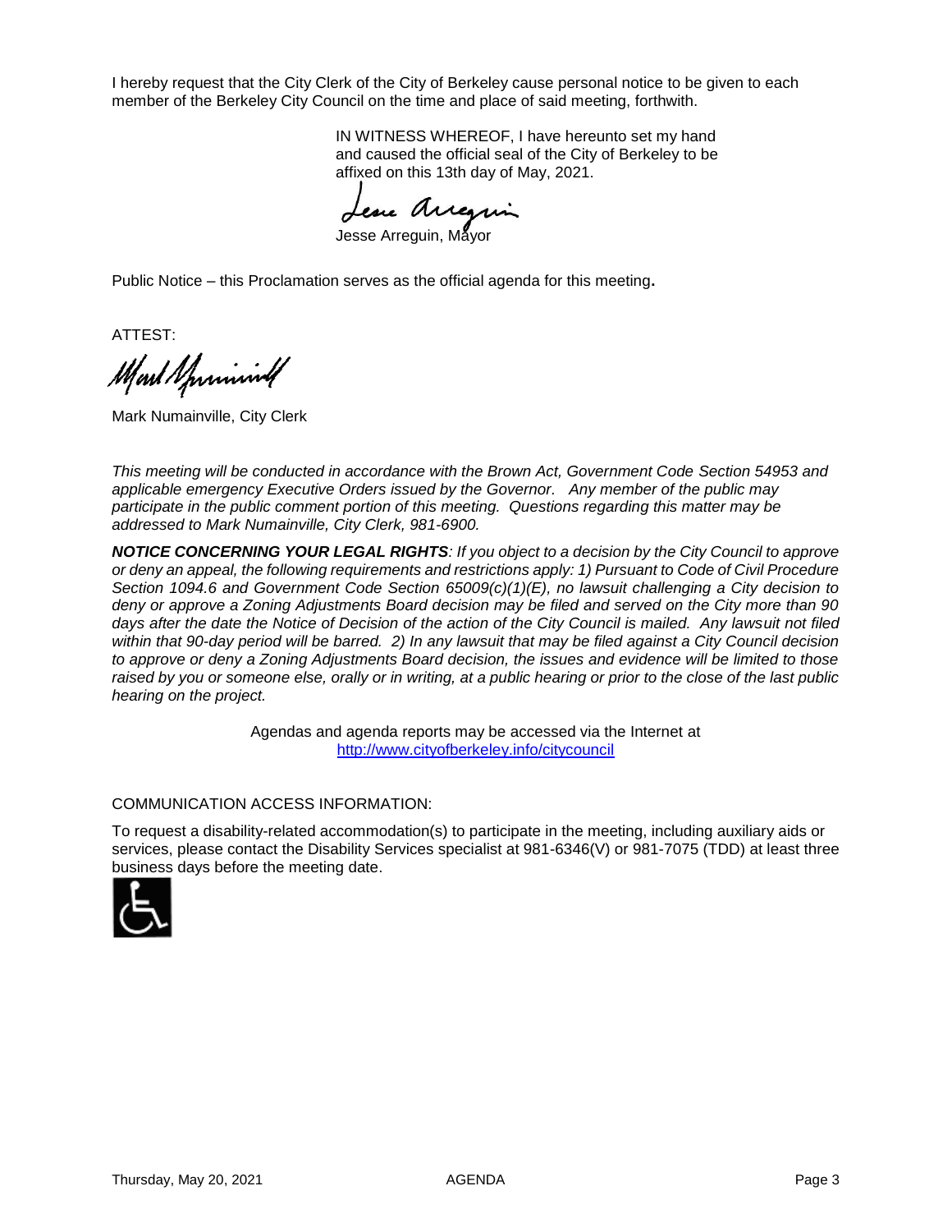I hereby request that the City Clerk of the City of Berkeley cause personal notice to be given to each member of the Berkeley City Council on the time and place of said meeting, forthwith.

IN WITNESS WHEREOF, I have hereunto set my hand and caused the official seal of the City of Berkeley to be affixed on this 13th day of May, 2021.

Jesse Arreguin, Mayor

Public Notice – this Proclamation serves as the official agenda for this meeting**.**

ATTEST:

Mark Numainville, City Clerk

*This meeting will be conducted in accordance with the Brown Act, Government Code Section 54953 and applicable emergency Executive Orders issued by the Governor. Any member of the public may participate in the public comment portion of this meeting. Questions regarding this matter may be addressed to Mark Numainville, City Clerk, 981-6900.*

***NOTICE CONCERNING YOUR LEGAL RIGHTS**: If you object to a decision by the City Council to approve or deny an appeal, the following requirements and restrictions apply: 1) Pursuant to Code of Civil Procedure Section 1094.6 and Government Code Section 65009(c)(1)(E), no lawsuit challenging a City decision to deny or approve a Zoning Adjustments Board decision may be filed and served on the City more than 90 days after the date the Notice of Decision of the action of the City Council is mailed. Any lawsuit not filed within that 90-day period will be barred. 2) In any lawsuit that may be filed against a City Council decision to approve or deny a Zoning Adjustments Board decision, the issues and evidence will be limited to those raised by you or someone else, orally or in writing, at a public hearing or prior to the close of the last public hearing on the project.*

Agendas and agenda reports may be accessed via the Internet at
http://www.cityofberkeley.info/citycouncil

COMMUNICATION ACCESS INFORMATION:

To request a disability-related accommodation(s) to participate in the meeting, including auxiliary aids or services, please contact the Disability Services specialist at 981-6346(V) or 981-7075 (TDD) at least three business days before the meeting date.